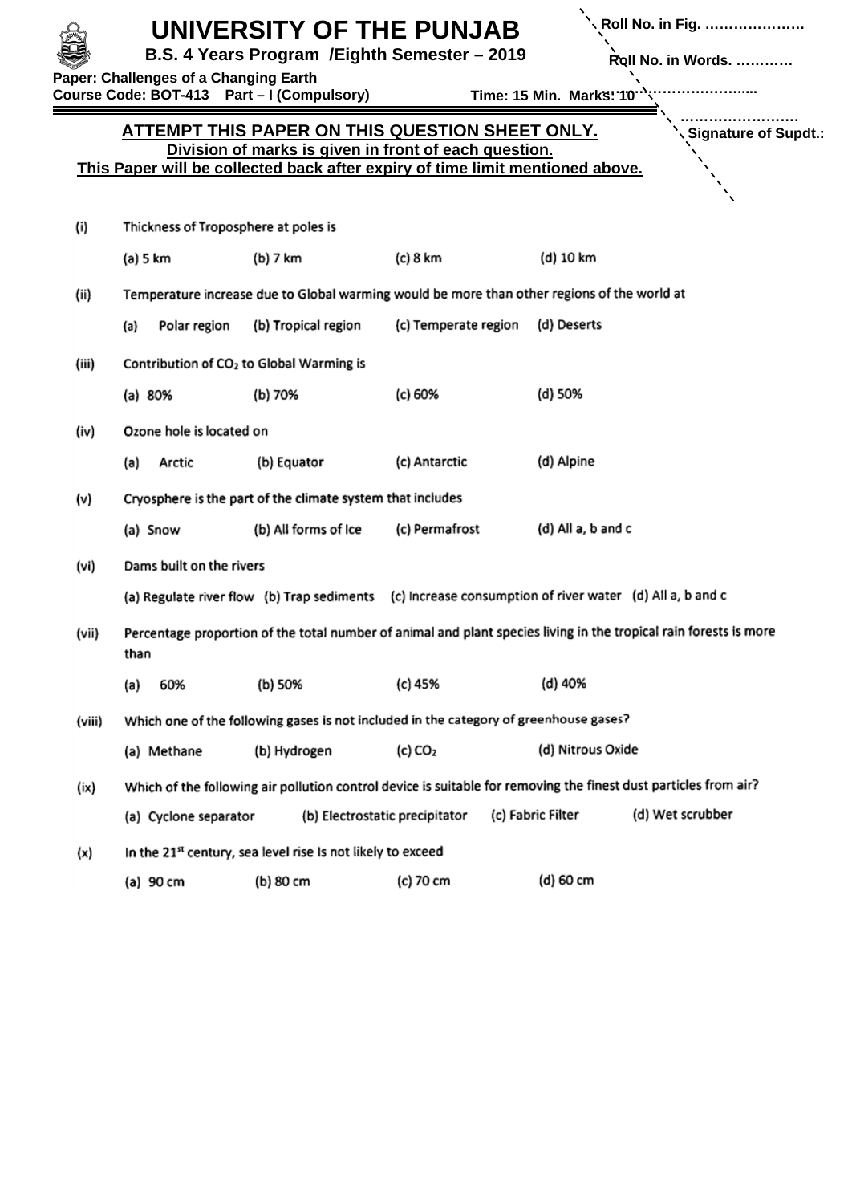# UNIVERSITY OF THE PUNJAB

**B.S. 4 Years Program /Eighth Semester – 2019**

**Paper: Challenges of a Changing Earth**

**Course Code: BOT-413 Part – I (Compulsory)** **Time: 15 Min. Marks: 10**

**Roll No. in Fig. ………………**

**Roll No. in Words. …………**

**…………………….....**

**…………………… Signature of Supdt.:**

**ATTEMPT THIS PAPER ON THIS QUESTION SHEET ONLY.**

**Division of marks is given in front of each question.**

**This Paper will be collected back after expiry of time limit mentioned above.**

(i) Thickness of Troposphere at poles is

(a) 5 km (b) 7 km (c) 8 km (d) 10 km

(ii) Temperature increase due to Global warming would be more than other regions of the world at

(a) Polar region (b) Tropical region (c) Temperate region (d) Deserts

(iii) Contribution of $CO_2$ to Global Warming is

(a) 80% (b) 70% (c) 60% (d) 50%

(iv) Ozone hole is located on

(a) Arctic (b) Equator (c) Antarctic (d) Alpine

(v) Cryosphere is the part of the climate system that includes

(a) Snow (b) All forms of Ice (c) Permafrost (d) All a, b and c

(vi) Dams built on the rivers

(a) Regulate river flow (b) Trap sediments (c) Increase consumption of river water (d) All a, b and c

(vii) Percentage proportion of the total number of animal and plant species living in the tropical rain forests is more than

(a) 60% (b) 50% (c) 45% (d) 40%

(viii) Which one of the following gases is not included in the category of greenhouse gases?

(a) Methane (b) Hydrogen (c) $CO_2$ (d) Nitrous Oxide

(ix) Which of the following air pollution control device is suitable for removing the finest dust particles from air?

(a) Cyclone separator (b) Electrostatic precipitator (c) Fabric Filter (d) Wet scrubber

(x) In the 21st century, sea level rise Is not likely to exceed

(a) 90 cm (b) 80 cm (c) 70 cm (d) 60 cm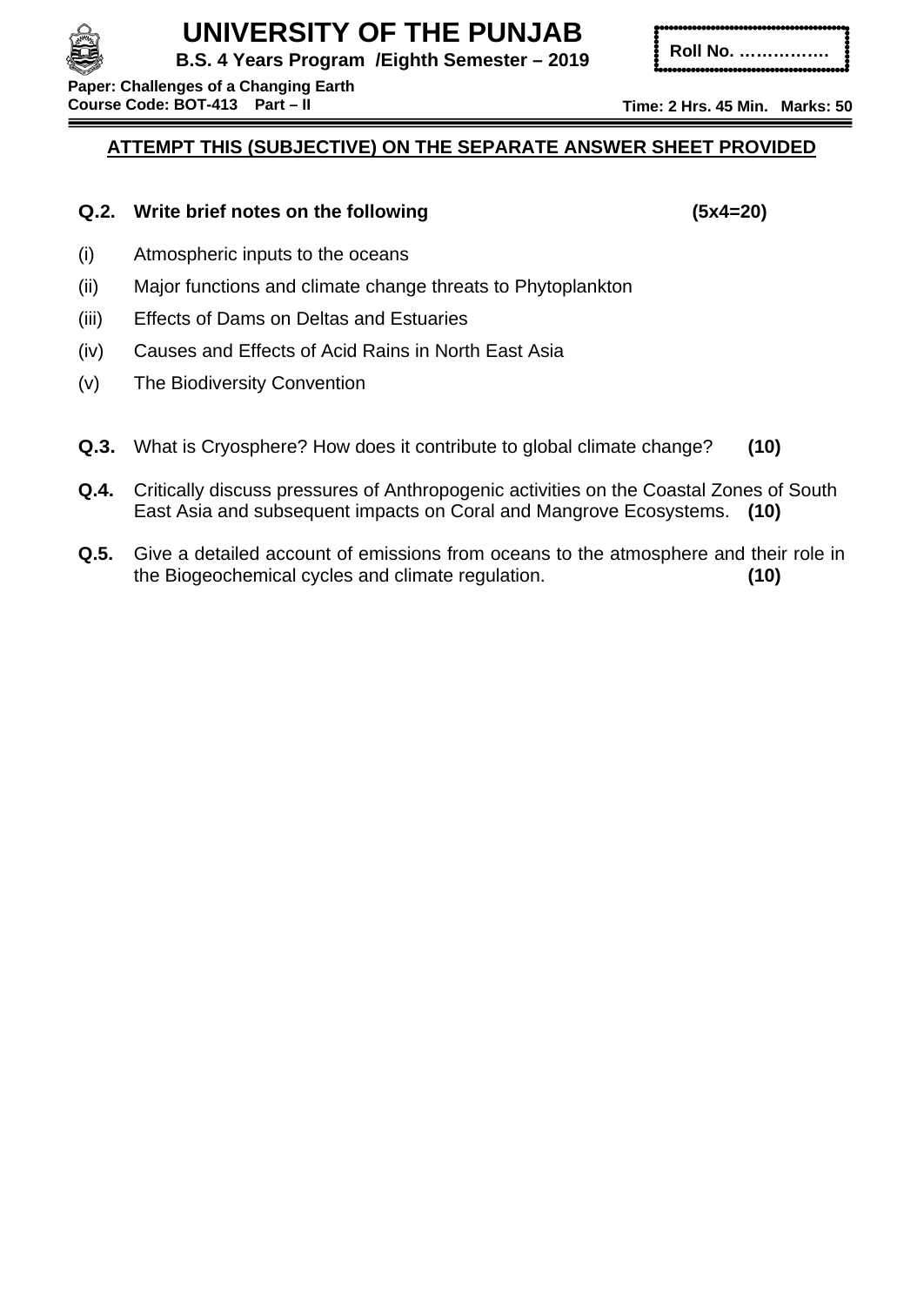# UNIVERSITY OF THE PUNJAB

**B.S. 4 Years Program /Eighth Semester – 2019**

**Roll No. …………….**

**Paper: Challenges of a Changing Earth**
**Course Code: BOT-413 Part – II**

**Time: 2 Hrs. 45 Min. Marks: 50**

**ATTEMPT THIS (SUBJECTIVE) ON THE SEPARATE ANSWER SHEET PROVIDED**

**Q.2. Write brief notes on the following (5x4=20)**

(i) Atmospheric inputs to the oceans

(ii) Major functions and climate change threats to Phytoplankton

(iii) Effects of Dams on Deltas and Estuaries

(iv) Causes and Effects of Acid Rains in North East Asia

(v) The Biodiversity Convention

**Q.3.** What is Cryosphere? How does it contribute to global climate change? **(10)**

**Q.4.** Critically discuss pressures of Anthropogenic activities on the Coastal Zones of South East Asia and subsequent impacts on Coral and Mangrove Ecosystems. **(10)**

**Q.5.** Give a detailed account of emissions from oceans to the atmosphere and their role in the Biogeochemical cycles and climate regulation. **(10)**